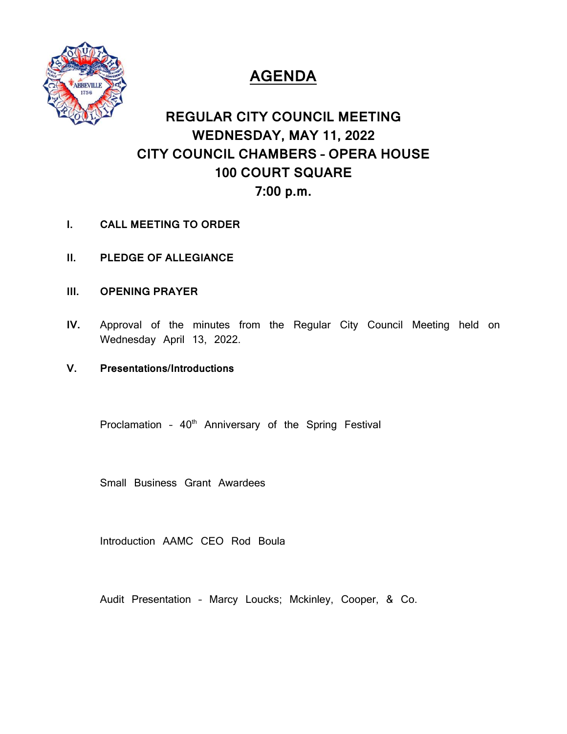# AGENDA

## REGULAR CITY COUNCIL MEETING
## WEDNESDAY, MAY 11, 2022
## CITY COUNCIL CHAMBERS – OPERA HOUSE
## 100 COURT SQUARE
## 7:00 p.m.

**I. CALL MEETING TO ORDER**

**II. PLEDGE OF ALLEGIANCE**

**III. OPENING PRAYER**

**IV.** Approval of the minutes from the Regular City Council Meeting held on Wednesday April 13, 2022.

**V. Presentations/Introductions**

Proclamation – 40th Anniversary of the Spring Festival

Small Business Grant Awardees

Introduction AAMC CEO Rod Boula

Audit Presentation – Marcy Loucks; Mckinley, Cooper, & Co.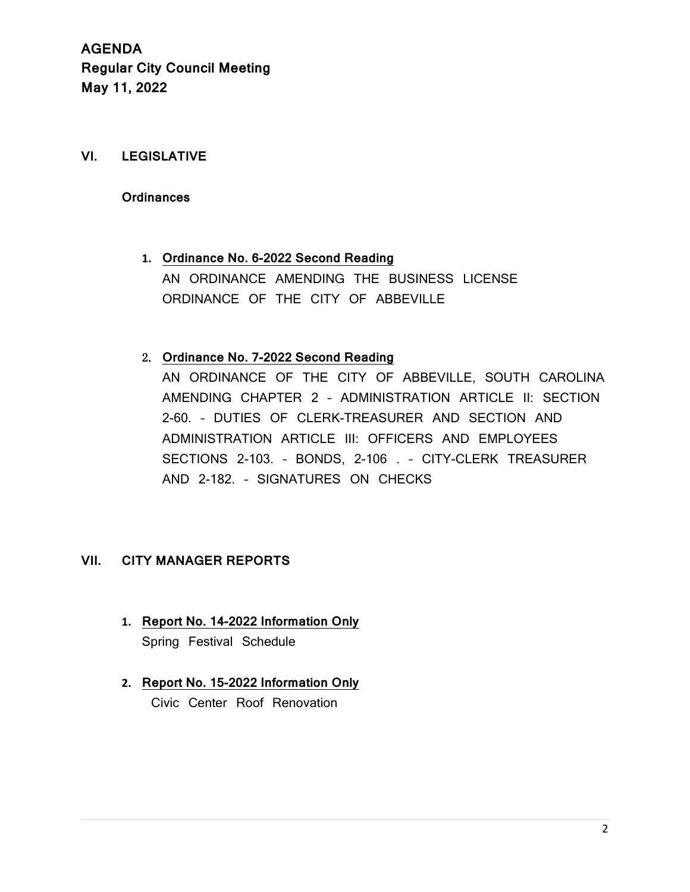**AGENDA**
**Regular City Council Meeting**
**May 11, 2022**

## VI. LEGISLATIVE

### Ordinances

1. **Ordinance No. 6-2022 Second Reading**
   AN ORDINANCE AMENDING THE BUSINESS LICENSE ORDINANCE OF THE CITY OF ABBEVILLE

2. **Ordinance No. 7-2022 Second Reading**
   AN ORDINANCE OF THE CITY OF ABBEVILLE, SOUTH CAROLINA AMENDING CHAPTER 2 – ADMINISTRATION ARTICLE II: SECTION 2-60. – DUTIES OF CLERK-TREASURER AND SECTION AND ADMINISTRATION ARTICLE III: OFFICERS AND EMPLOYEES SECTIONS 2-103. – BONDS, 2-106 . – CITY-CLERK TREASURER AND 2-182. – SIGNATURES ON CHECKS

## VII. CITY MANAGER REPORTS

1. **Report No. 14-2022 Information Only**
   Spring Festival Schedule

2. **Report No. 15-2022 Information Only**
   Civic Center Roof Renovation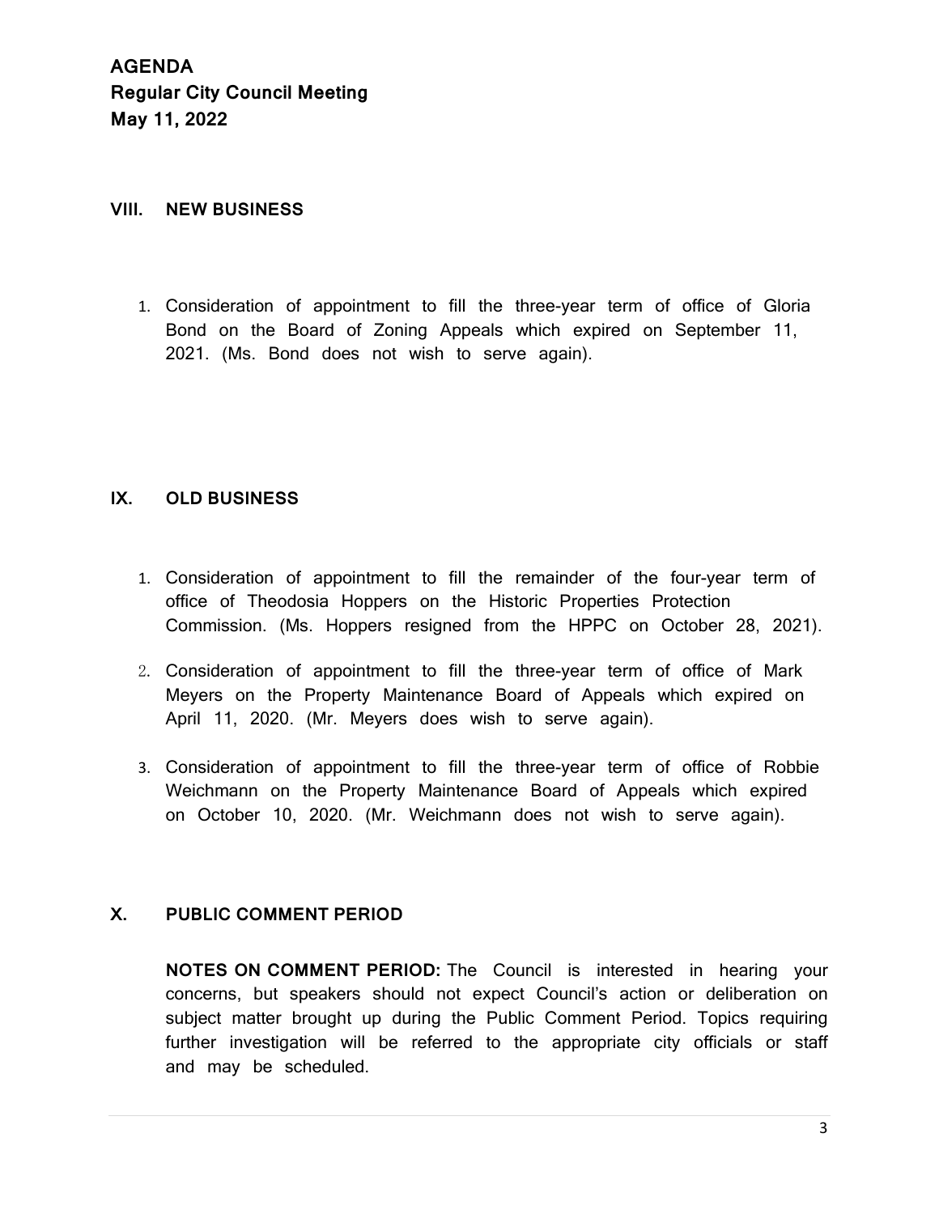**AGENDA**
**Regular City Council Meeting**
**May 11, 2022**

## VIII. NEW BUSINESS

1. Consideration of appointment to fill the three-year term of office of Gloria Bond on the Board of Zoning Appeals which expired on September 11, 2021. (Ms. Bond does not wish to serve again).

## IX. OLD BUSINESS

1. Consideration of appointment to fill the remainder of the four-year term of office of Theodosia Hoppers on the Historic Properties Protection Commission. (Ms. Hoppers resigned from the HPPC on October 28, 2021).
2. Consideration of appointment to fill the three-year term of office of Mark Meyers on the Property Maintenance Board of Appeals which expired on April 11, 2020. (Mr. Meyers does wish to serve again).
3. Consideration of appointment to fill the three-year term of office of Robbie Weichmann on the Property Maintenance Board of Appeals which expired on October 10, 2020. (Mr. Weichmann does not wish to serve again).

## X. PUBLIC COMMENT PERIOD

**NOTES ON COMMENT PERIOD:** The Council is interested in hearing your concerns, but speakers should not expect Council's action or deliberation on subject matter brought up during the Public Comment Period. Topics requiring further investigation will be referred to the appropriate city officials or staff and may be scheduled.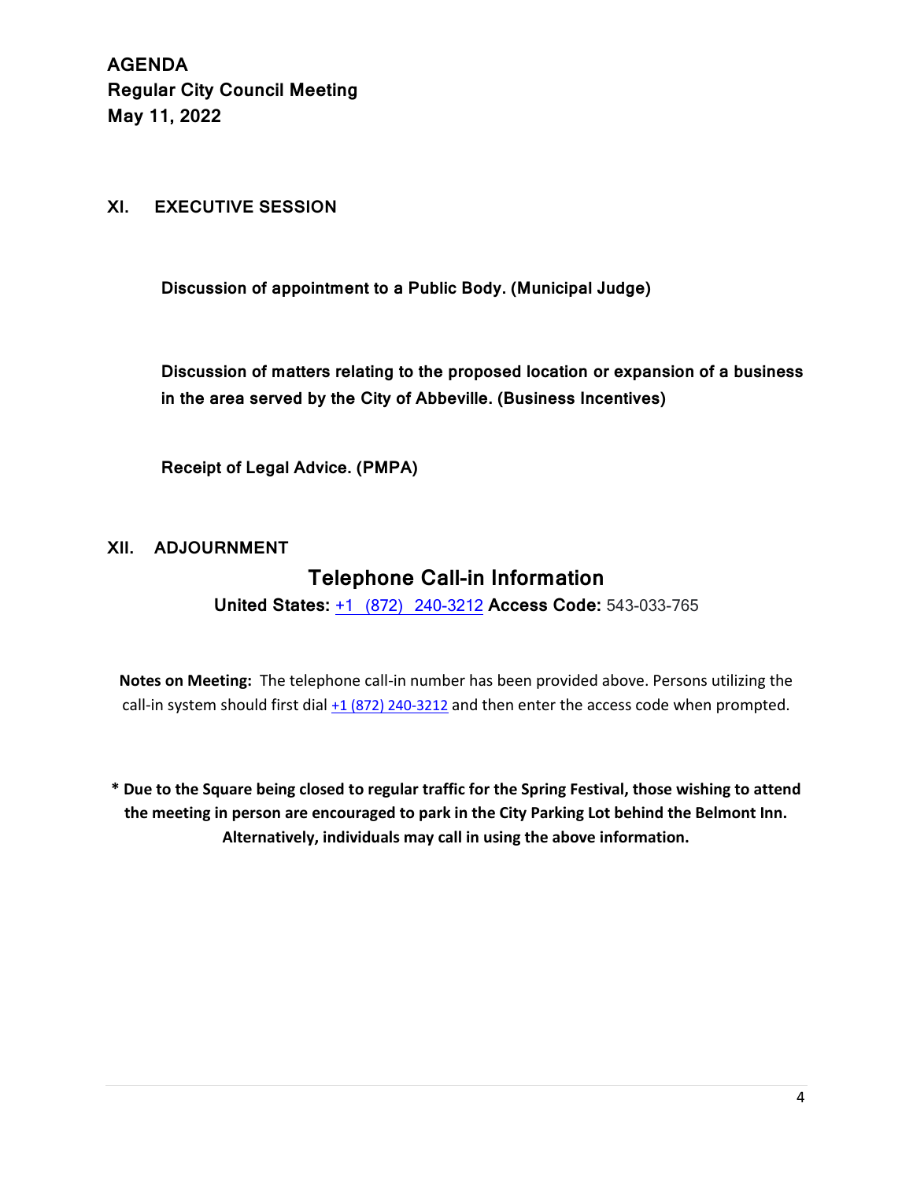**AGENDA**
**Regular City Council Meeting**
**May 11, 2022**

## XI. EXECUTIVE SESSION

**Discussion of appointment to a Public Body. (Municipal Judge)**

**Discussion of matters relating to the proposed location or expansion of a business in the area served by the City of Abbeville. (Business Incentives)**

**Receipt of Legal Advice. (PMPA)**

## XII. ADJOURNMENT

### Telephone Call-in Information

**United States:** +1 (872) 240-3212 **Access Code:** 543-033-765

**Notes on Meeting:** The telephone call-in number has been provided above. Persons utilizing the call-in system should first dial +1 (872) 240-3212 and then enter the access code when prompted.

**\* Due to the Square being closed to regular traffic for the Spring Festival, those wishing to attend the meeting in person are encouraged to park in the City Parking Lot behind the Belmont Inn. Alternatively, individuals may call in using the above information.**